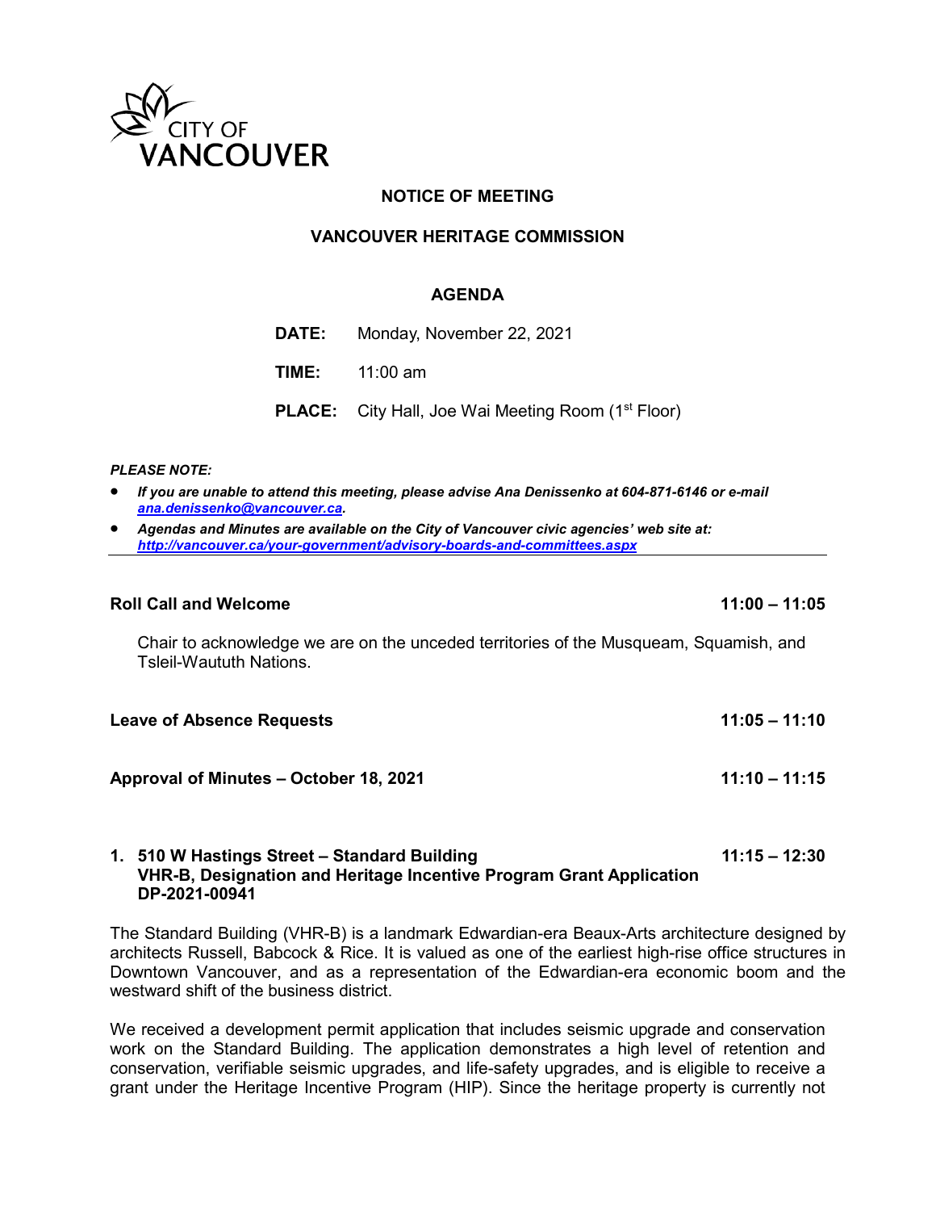CITY OF VANCOUVER

# NOTICE OF MEETING

## VANCOUVER HERITAGE COMMISSION

### AGENDA

**DATE:** Monday, November 22, 2021

**TIME:** 11:00 am

**PLACE:** City Hall, Joe Wai Meeting Room (1st Floor)

***PLEASE NOTE:***

- ***If you are unable to attend this meeting, please advise Ana Denissenko at 604-871-6146 or e-mail [ana.denissenko@vancouver.ca](mailto:ana.denissenko@vancouver.ca).***
- ***Agendas and Minutes are available on the City of Vancouver civic agencies' web site at: [http://vancouver.ca/your-government/advisory-boards-and-committees.aspx](http://vancouver.ca/your-government/advisory-boards-and-committees.aspx)***

---

**Roll Call and Welcome** **11:00 – 11:05**

Chair to acknowledge we are on the unceded territories of the Musqueam, Squamish, and Tsleil-Waututh Nations.

**Leave of Absence Requests** **11:05 – 11:10**

**Approval of Minutes – October 18, 2021** **11:10 – 11:15**

**1. 510 W Hastings Street – Standard Building** **11:15 – 12:30**
**VHR-B, Designation and Heritage Incentive Program Grant Application**
**DP-2021-00941**

The Standard Building (VHR-B) is a landmark Edwardian-era Beaux-Arts architecture designed by architects Russell, Babcock & Rice. It is valued as one of the earliest high-rise office structures in Downtown Vancouver, and as a representation of the Edwardian-era economic boom and the westward shift of the business district.

We received a development permit application that includes seismic upgrade and conservation work on the Standard Building. The application demonstrates a high level of retention and conservation, verifiable seismic upgrades, and life-safety upgrades, and is eligible to receive a grant under the Heritage Incentive Program (HIP). Since the heritage property is currently not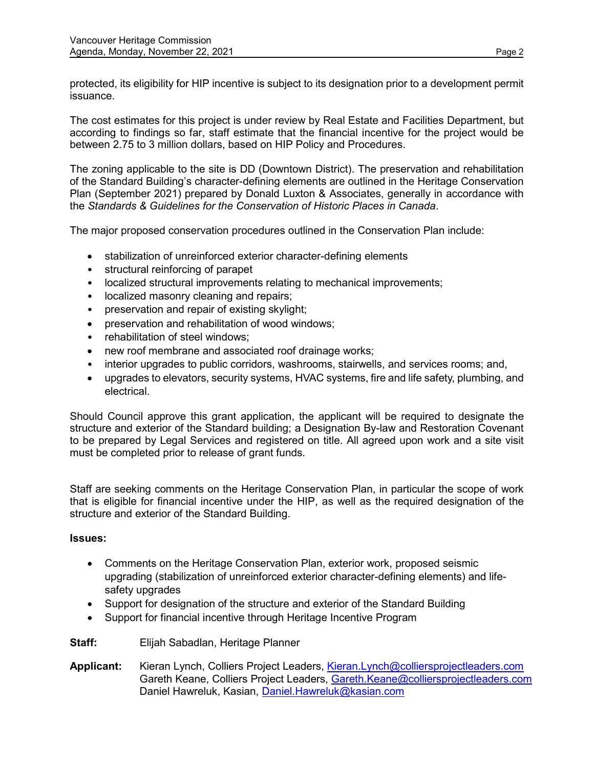protected, its eligibility for HIP incentive is subject to its designation prior to a development permit issuance.

The cost estimates for this project is under review by Real Estate and Facilities Department, but according to findings so far, staff estimate that the financial incentive for the project would be between 2.75 to 3 million dollars, based on HIP Policy and Procedures.

The zoning applicable to the site is DD (Downtown District). The preservation and rehabilitation of the Standard Building's character-defining elements are outlined in the Heritage Conservation Plan (September 2021) prepared by Donald Luxton & Associates, generally in accordance with the *Standards & Guidelines for the Conservation of Historic Places in Canada*.

The major proposed conservation procedures outlined in the Conservation Plan include:

- stabilization of unreinforced exterior character-defining elements
- structural reinforcing of parapet
- localized structural improvements relating to mechanical improvements;
- localized masonry cleaning and repairs;
- preservation and repair of existing skylight;
- preservation and rehabilitation of wood windows;
- rehabilitation of steel windows;
- new roof membrane and associated roof drainage works;
- interior upgrades to public corridors, washrooms, stairwells, and services rooms; and,
- upgrades to elevators, security systems, HVAC systems, fire and life safety, plumbing, and electrical.

Should Council approve this grant application, the applicant will be required to designate the structure and exterior of the Standard building; a Designation By-law and Restoration Covenant to be prepared by Legal Services and registered on title. All agreed upon work and a site visit must be completed prior to release of grant funds.

Staff are seeking comments on the Heritage Conservation Plan, in particular the scope of work that is eligible for financial incentive under the HIP, as well as the required designation of the structure and exterior of the Standard Building.

**Issues:**

- Comments on the Heritage Conservation Plan, exterior work, proposed seismic upgrading (stabilization of unreinforced exterior character-defining elements) and life-safety upgrades
- Support for designation of the structure and exterior of the Standard Building
- Support for financial incentive through Heritage Incentive Program

**Staff:** Elijah Sabadlan, Heritage Planner

**Applicant:** Kieran Lynch, Colliers Project Leaders, Kieran.Lynch@colliersprojectleaders.com
Gareth Keane, Colliers Project Leaders, Gareth.Keane@colliersprojectleaders.com
Daniel Hawreluk, Kasian, Daniel.Hawreluk@kasian.com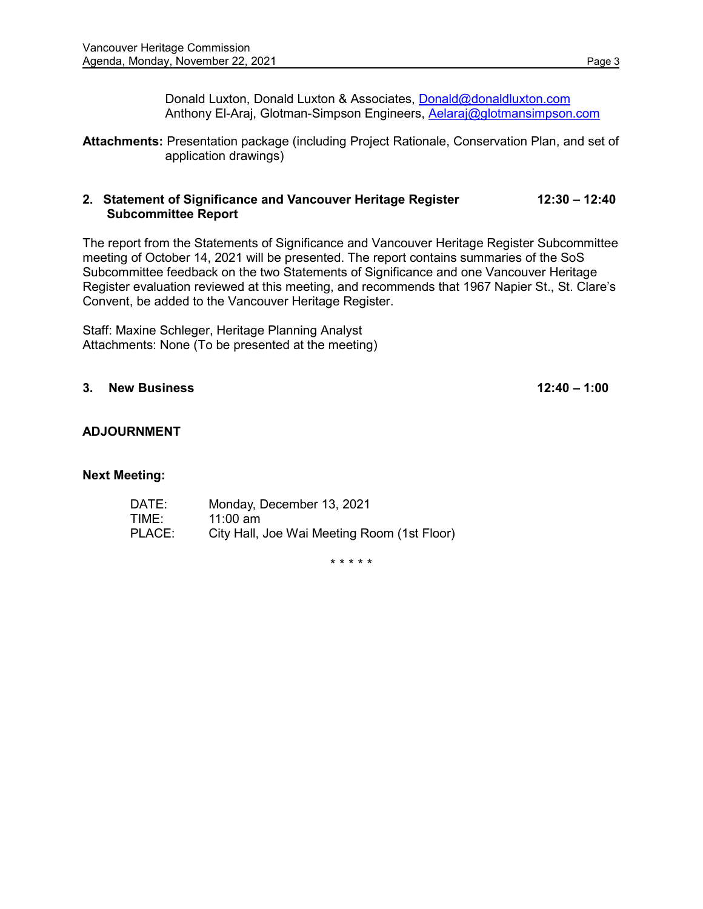Donald Luxton, Donald Luxton & Associates, Donald@donaldluxton.com
Anthony El-Araj, Glotman-Simpson Engineers, Aelaraj@glotmansimpson.com

**Attachments:** Presentation package (including Project Rationale, Conservation Plan, and set of application drawings)

## 2. Statement of Significance and Vancouver Heritage Register Subcommittee Report — 12:30 – 12:40

The report from the Statements of Significance and Vancouver Heritage Register Subcommittee meeting of October 14, 2021 will be presented. The report contains summaries of the SoS Subcommittee feedback on the two Statements of Significance and one Vancouver Heritage Register evaluation reviewed at this meeting, and recommends that 1967 Napier St., St. Clare's Convent, be added to the Vancouver Heritage Register.

Staff: Maxine Schleger, Heritage Planning Analyst
Attachments: None (To be presented at the meeting)

## 3. New Business — 12:40 – 1:00

## ADJOURNMENT

**Next Meeting:**

DATE: Monday, December 13, 2021
TIME: 11:00 am
PLACE: City Hall, Joe Wai Meeting Room (1st Floor)

\* \* \* \* \*